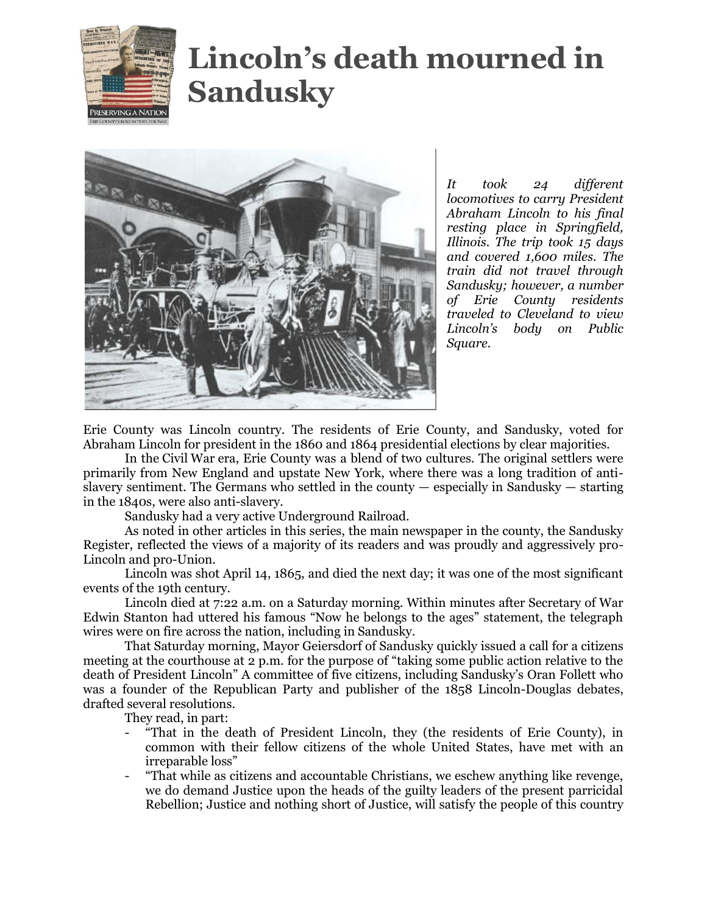# Lincoln's death mourned in Sandusky

*It took 24 different locomotives to carry President Abraham Lincoln to his final resting place in Springfield, Illinois. The trip took 15 days and covered 1,600 miles. The train did not travel through Sandusky; however, a number of Erie County residents traveled to Cleveland to view Lincoln's body on Public Square.*

Erie County was Lincoln country. The residents of Erie County, and Sandusky, voted for Abraham Lincoln for president in the 1860 and 1864 presidential elections by clear majorities.

In the Civil War era, Erie County was a blend of two cultures. The original settlers were primarily from New England and upstate New York, where there was a long tradition of anti-slavery sentiment. The Germans who settled in the county — especially in Sandusky — starting in the 1840s, were also anti-slavery.

Sandusky had a very active Underground Railroad.

As noted in other articles in this series, the main newspaper in the county, the Sandusky Register, reflected the views of a majority of its readers and was proudly and aggressively pro-Lincoln and pro-Union.

Lincoln was shot April 14, 1865, and died the next day; it was one of the most significant events of the 19th century.

Lincoln died at 7:22 a.m. on a Saturday morning. Within minutes after Secretary of War Edwin Stanton had uttered his famous "Now he belongs to the ages" statement, the telegraph wires were on fire across the nation, including in Sandusky.

That Saturday morning, Mayor Geiersdorf of Sandusky quickly issued a call for a citizens meeting at the courthouse at 2 p.m. for the purpose of "taking some public action relative to the death of President Lincoln" A committee of five citizens, including Sandusky's Oran Follett who was a founder of the Republican Party and publisher of the 1858 Lincoln-Douglas debates, drafted several resolutions.

They read, in part:

- "That in the death of President Lincoln, they (the residents of Erie County), in common with their fellow citizens of the whole United States, have met with an irreparable loss"
- "That while as citizens and accountable Christians, we eschew anything like revenge, we do demand Justice upon the heads of the guilty leaders of the present parricidal Rebellion; Justice and nothing short of Justice, will satisfy the people of this country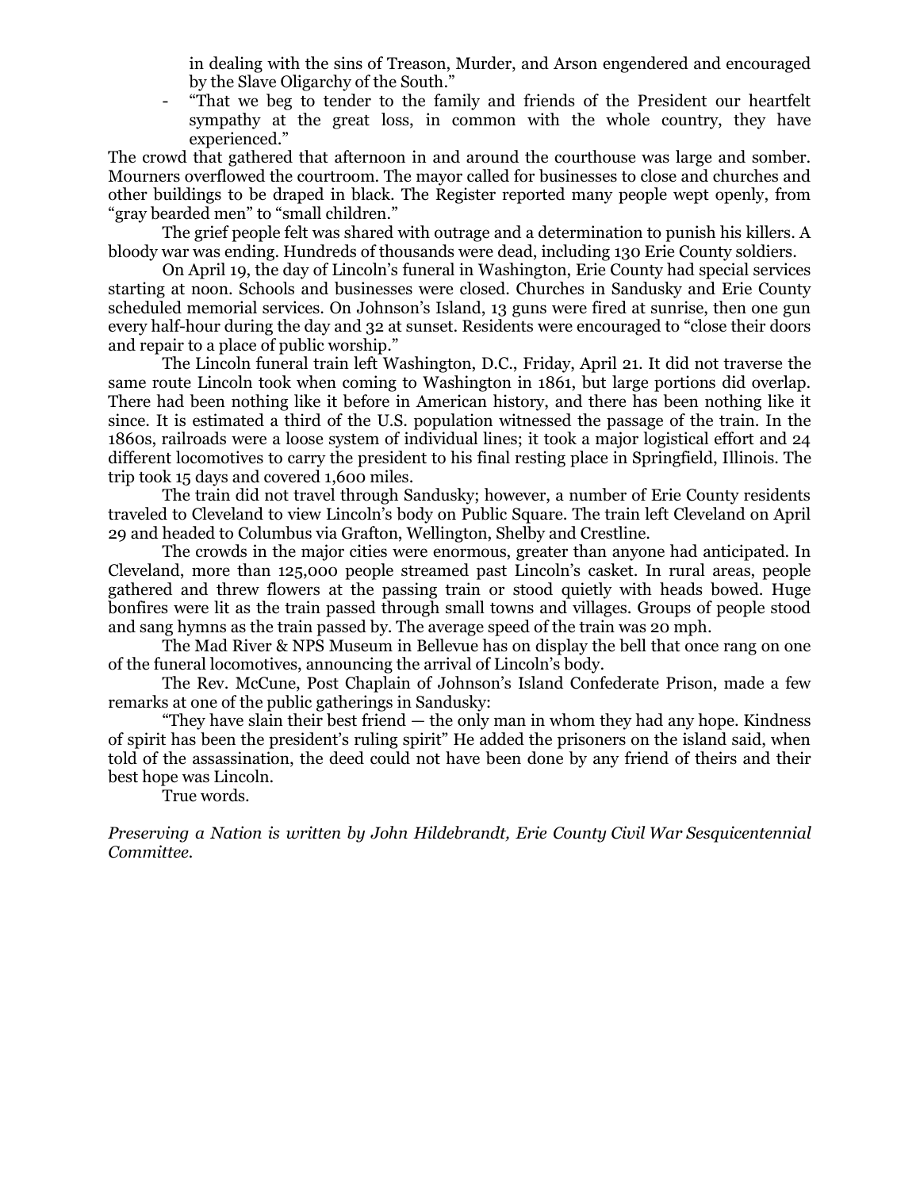in dealing with the sins of Treason, Murder, and Arson engendered and encouraged by the Slave Oligarchy of the South."

- "That we beg to tender to the family and friends of the President our heartfelt sympathy at the great loss, in common with the whole country, they have experienced."

The crowd that gathered that afternoon in and around the courthouse was large and somber. Mourners overflowed the courtroom. The mayor called for businesses to close and churches and other buildings to be draped in black. The Register reported many people wept openly, from "gray bearded men" to "small children."

The grief people felt was shared with outrage and a determination to punish his killers. A bloody war was ending. Hundreds of thousands were dead, including 130 Erie County soldiers.

On April 19, the day of Lincoln's funeral in Washington, Erie County had special services starting at noon. Schools and businesses were closed. Churches in Sandusky and Erie County scheduled memorial services. On Johnson's Island, 13 guns were fired at sunrise, then one gun every half-hour during the day and 32 at sunset. Residents were encouraged to "close their doors and repair to a place of public worship."

The Lincoln funeral train left Washington, D.C., Friday, April 21. It did not traverse the same route Lincoln took when coming to Washington in 1861, but large portions did overlap. There had been nothing like it before in American history, and there has been nothing like it since. It is estimated a third of the U.S. population witnessed the passage of the train. In the 1860s, railroads were a loose system of individual lines; it took a major logistical effort and 24 different locomotives to carry the president to his final resting place in Springfield, Illinois. The trip took 15 days and covered 1,600 miles.

The train did not travel through Sandusky; however, a number of Erie County residents traveled to Cleveland to view Lincoln's body on Public Square. The train left Cleveland on April 29 and headed to Columbus via Grafton, Wellington, Shelby and Crestline.

The crowds in the major cities were enormous, greater than anyone had anticipated. In Cleveland, more than 125,000 people streamed past Lincoln's casket. In rural areas, people gathered and threw flowers at the passing train or stood quietly with heads bowed. Huge bonfires were lit as the train passed through small towns and villages. Groups of people stood and sang hymns as the train passed by. The average speed of the train was 20 mph.

The Mad River & NPS Museum in Bellevue has on display the bell that once rang on one of the funeral locomotives, announcing the arrival of Lincoln's body.

The Rev. McCune, Post Chaplain of Johnson's Island Confederate Prison, made a few remarks at one of the public gatherings in Sandusky:

"They have slain their best friend — the only man in whom they had any hope. Kindness of spirit has been the president's ruling spirit" He added the prisoners on the island said, when told of the assassination, the deed could not have been done by any friend of theirs and their best hope was Lincoln.

True words.

*Preserving a Nation is written by John Hildebrandt, Erie County Civil War Sesquicentennial Committee.*